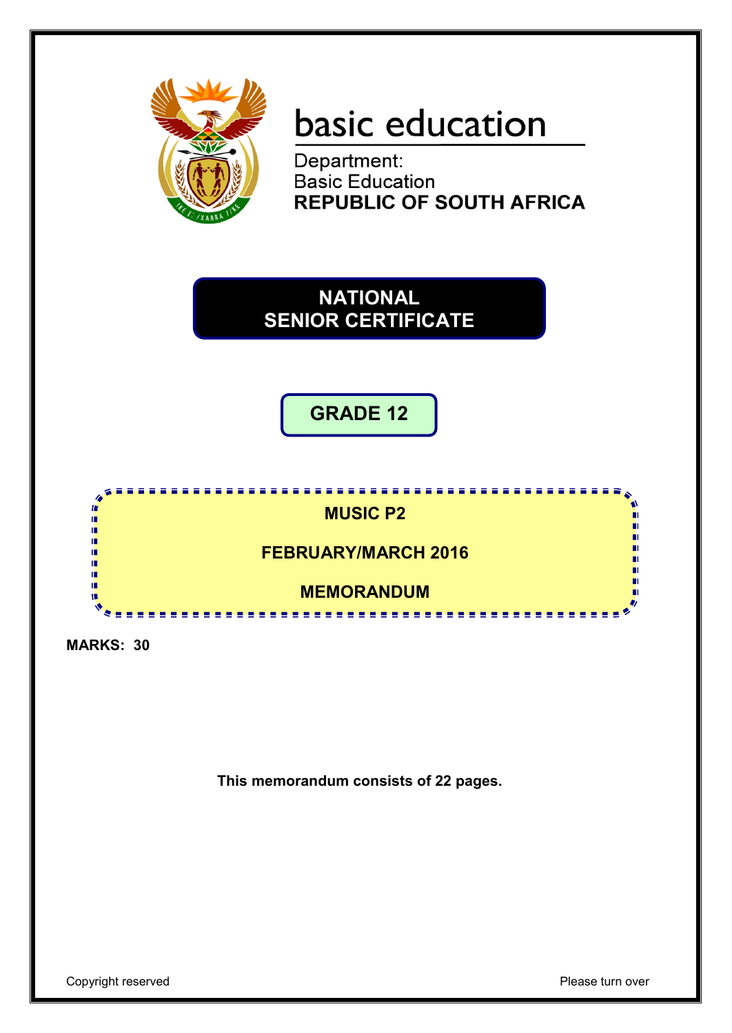basic education

Department:
Basic Education
**REPUBLIC OF SOUTH AFRICA**

# NATIONAL SENIOR CERTIFICATE

## GRADE 12

## MUSIC P2

## FEBRUARY/MARCH 2016

## MEMORANDUM

**MARKS: 30**

**This memorandum consists of 22 pages.**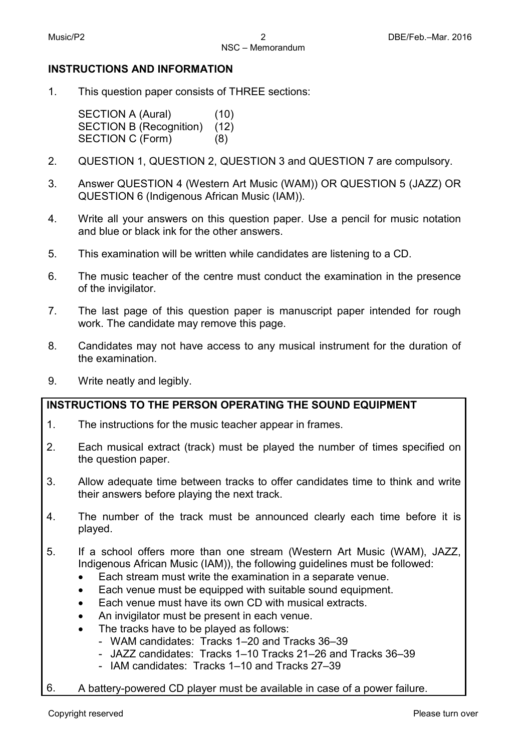## INSTRUCTIONS AND INFORMATION

1. This question paper consists of THREE sections:

   | | |
   |---|---|
   | SECTION A (Aural) | (10) |
   | SECTION B (Recognition) | (12) |
   | SECTION C (Form) | (8) |

2. QUESTION 1, QUESTION 2, QUESTION 3 and QUESTION 7 are compulsory.

3. Answer QUESTION 4 (Western Art Music (WAM)) OR QUESTION 5 (JAZZ) OR QUESTION 6 (Indigenous African Music (IAM)).

4. Write all your answers on this question paper. Use a pencil for music notation and blue or black ink for the other answers.

5. This examination will be written while candidates are listening to a CD.

6. The music teacher of the centre must conduct the examination in the presence of the invigilator.

7. The last page of this question paper is manuscript paper intended for rough work. The candidate may remove this page.

8. Candidates may not have access to any musical instrument for the duration of the examination.

9. Write neatly and legibly.

---

**INSTRUCTIONS TO THE PERSON OPERATING THE SOUND EQUIPMENT**

1. The instructions for the music teacher appear in frames.

2. Each musical extract (track) must be played the number of times specified on the question paper.

3. Allow adequate time between tracks to offer candidates time to think and write their answers before playing the next track.

4. The number of the track must be announced clearly each time before it is played.

5. If a school offers more than one stream (Western Art Music (WAM), JAZZ, Indigenous African Music (IAM)), the following guidelines must be followed:
   - Each stream must write the examination in a separate venue.
   - Each venue must be equipped with suitable sound equipment.
   - Each venue must have its own CD with musical extracts.
   - An invigilator must be present in each venue.
   - The tracks have to be played as follows:
     - WAM candidates: Tracks 1–20 and Tracks 36–39
     - JAZZ candidates: Tracks 1–10 Tracks 21–26 and Tracks 36–39
     - IAM candidates: Tracks 1–10 and Tracks 27–39

6. A battery-powered CD player must be available in case of a power failure.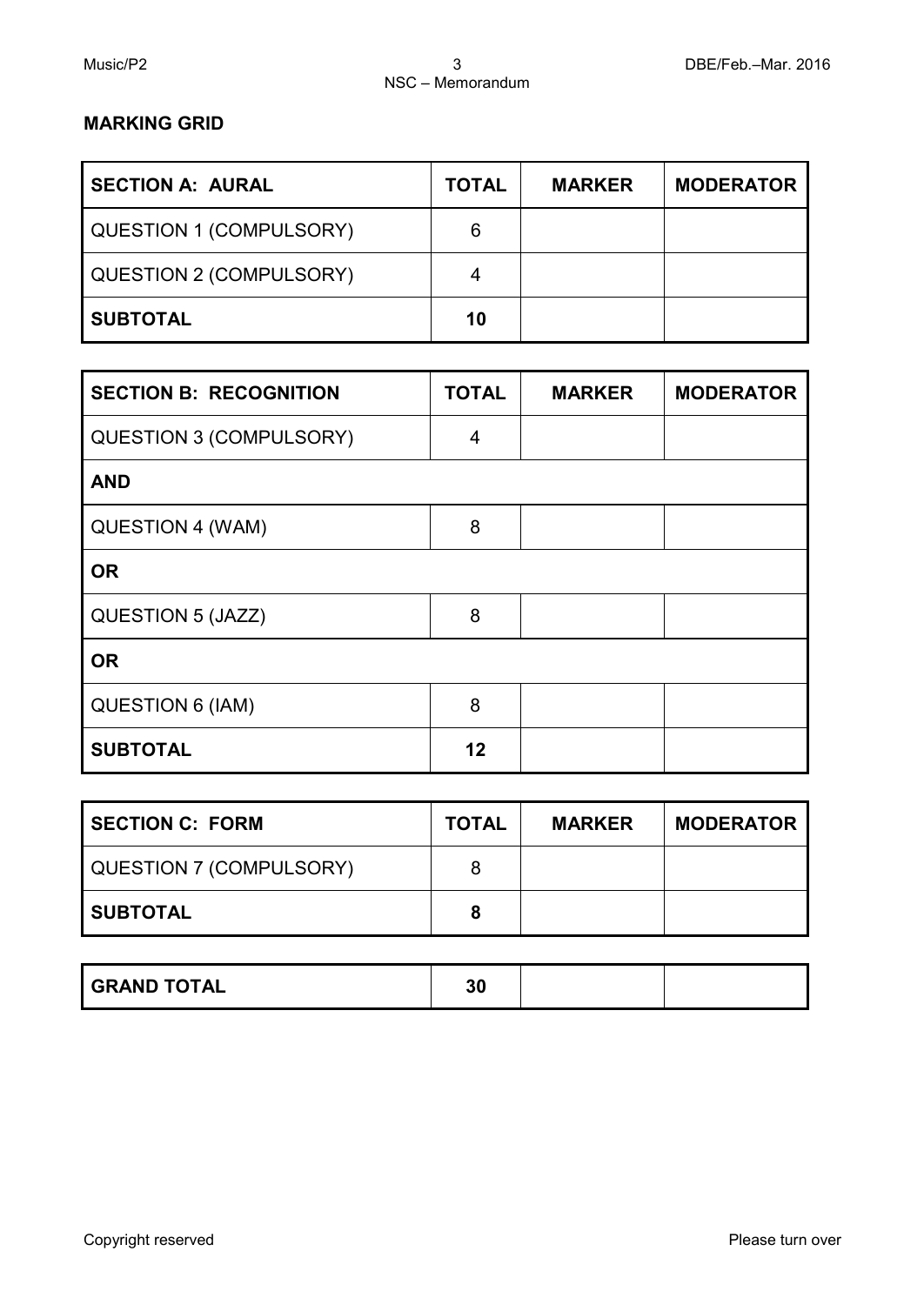## MARKING GRID

| SECTION A: AURAL | TOTAL | MARKER | MODERATOR |
|---|---|---|---|
| QUESTION 1 (COMPULSORY) | 6 | | |
| QUESTION 2 (COMPULSORY) | 4 | | |
| **SUBTOTAL** | **10** | | |

| SECTION B: RECOGNITION | TOTAL | MARKER | MODERATOR |
|---|---|---|---|
| QUESTION 3 (COMPULSORY) | 4 | | |
| **AND** | | | |
| QUESTION 4 (WAM) | 8 | | |
| **OR** | | | |
| QUESTION 5 (JAZZ) | 8 | | |
| **OR** | | | |
| QUESTION 6 (IAM) | 8 | | |
| **SUBTOTAL** | **12** | | |

| SECTION C: FORM | TOTAL | MARKER | MODERATOR |
|---|---|---|---|
| QUESTION 7 (COMPULSORY) | 8 | | |
| **SUBTOTAL** | **8** | | |

| GRAND TOTAL | 30 | | |
|---|---|---|---|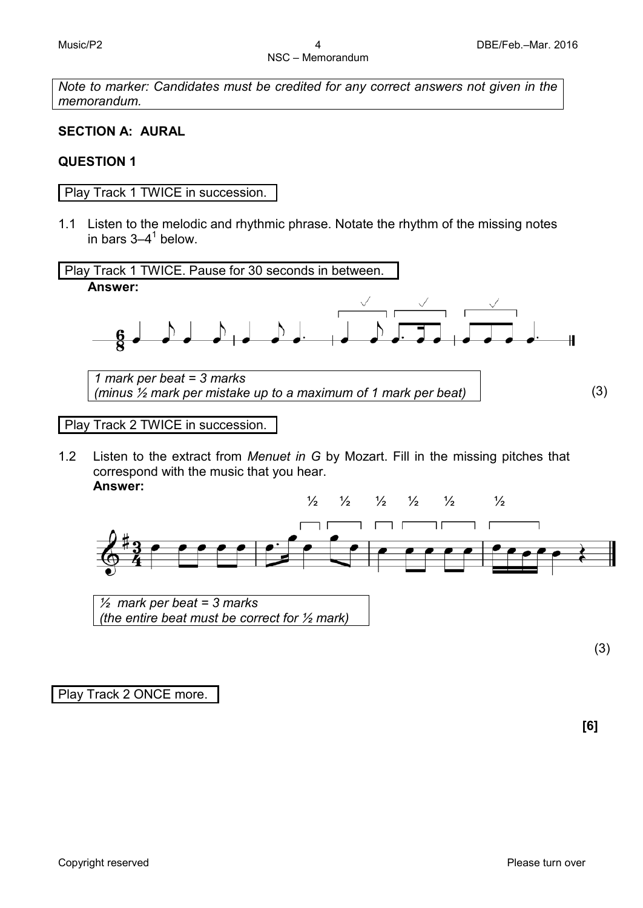*Note to marker: Candidates must be credited for any correct answers not given in the memorandum.*

## SECTION A: AURAL

### QUESTION 1

Play Track 1 TWICE in succession.

1.1 Listen to the melodic and rhythmic phrase. Notate the rhythm of the missing notes in bars 3–4[1] below.

Play Track 1 TWICE. Pause for 30 seconds in between.

**Answer:**

*1 mark per beat = 3 marks*
*(minus ½ mark per mistake up to a maximum of 1 mark per beat)*

(3)

Play Track 2 TWICE in succession.

1.2 Listen to the extract from *Menuet in G* by Mozart. Fill in the missing pitches that correspond with the music that you hear.

**Answer:**

*½ mark per beat = 3 marks*
*(the entire beat must be correct for ½ mark)*

(3)

Play Track 2 ONCE more.

**[6]**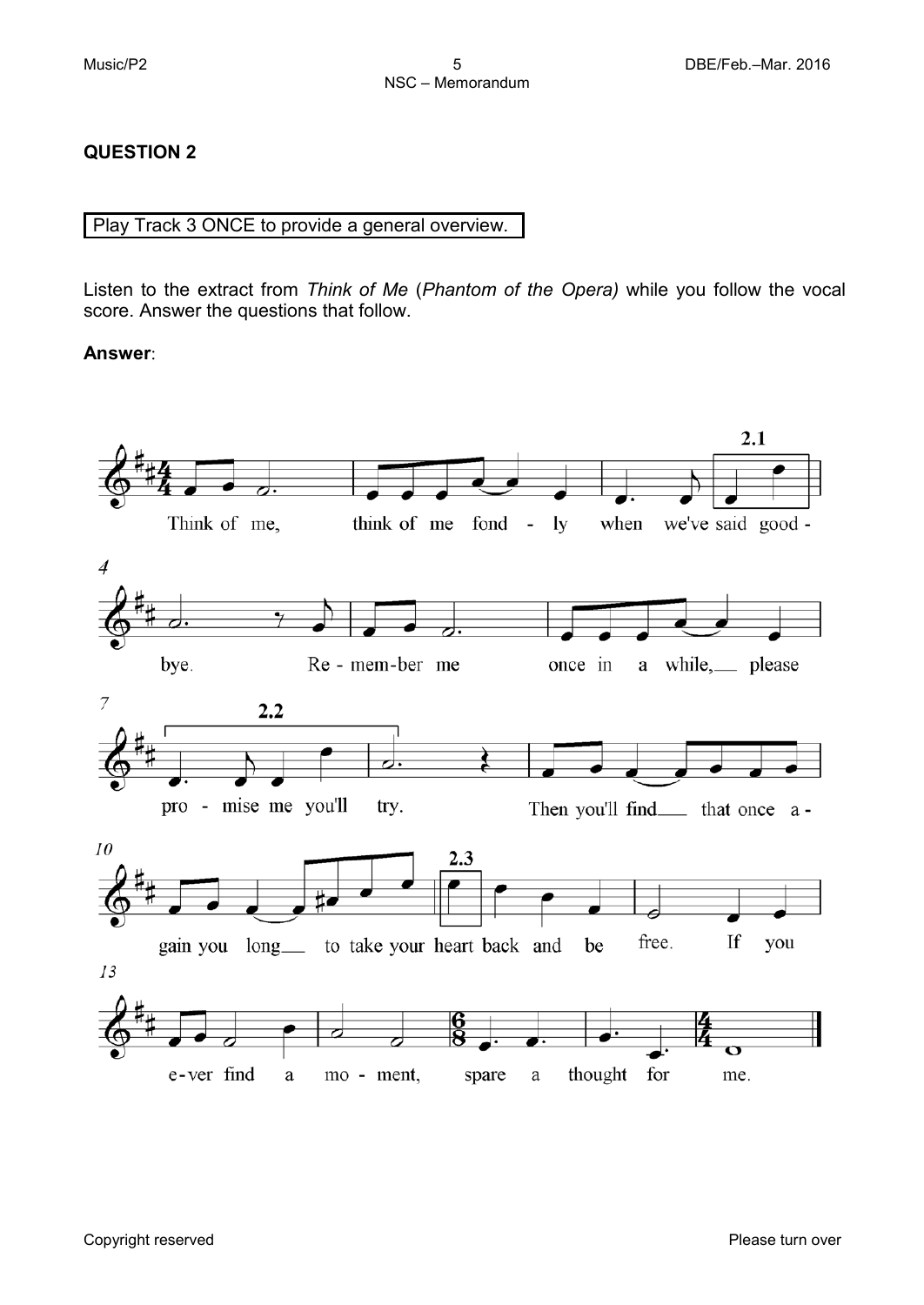## QUESTION 2

Play Track 3 ONCE to provide a general overview.

Listen to the extract from *Think of Me* (*Phantom of the Opera)* while you follow the vocal score. Answer the questions that follow.

**Answer**: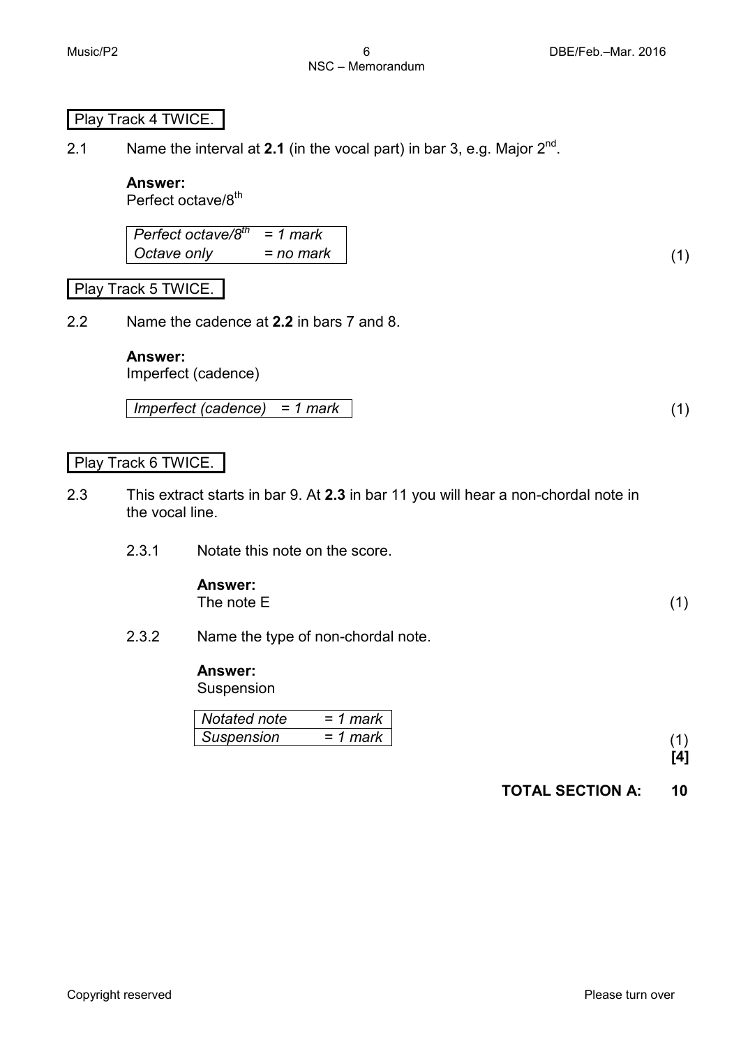Play Track 4 TWICE.

2.1 Name the interval at **2.1** (in the vocal part) in bar 3, e.g. Major 2nd.

**Answer:**
Perfect octave/8th

| *Perfect octave/8th* | *= 1 mark* |
|---|---|
| *Octave only* | *= no mark* |

(1)

Play Track 5 TWICE.

2.2 Name the cadence at **2.2** in bars 7 and 8.

**Answer:**
Imperfect (cadence)

| *Imperfect (cadence)* | *= 1 mark* |
|---|---|

(1)

Play Track 6 TWICE.

2.3 This extract starts in bar 9. At **2.3** in bar 11 you will hear a non-chordal note in the vocal line.

2.3.1 Notate this note on the score.

**Answer:**
The note E (1)

2.3.2 Name the type of non-chordal note.

**Answer:**
Suspension

| *Notated note* | *= 1 mark* |
|---|---|
| *Suspension* | *= 1 mark* |

(1)
**[4]**

**TOTAL SECTION A: 10**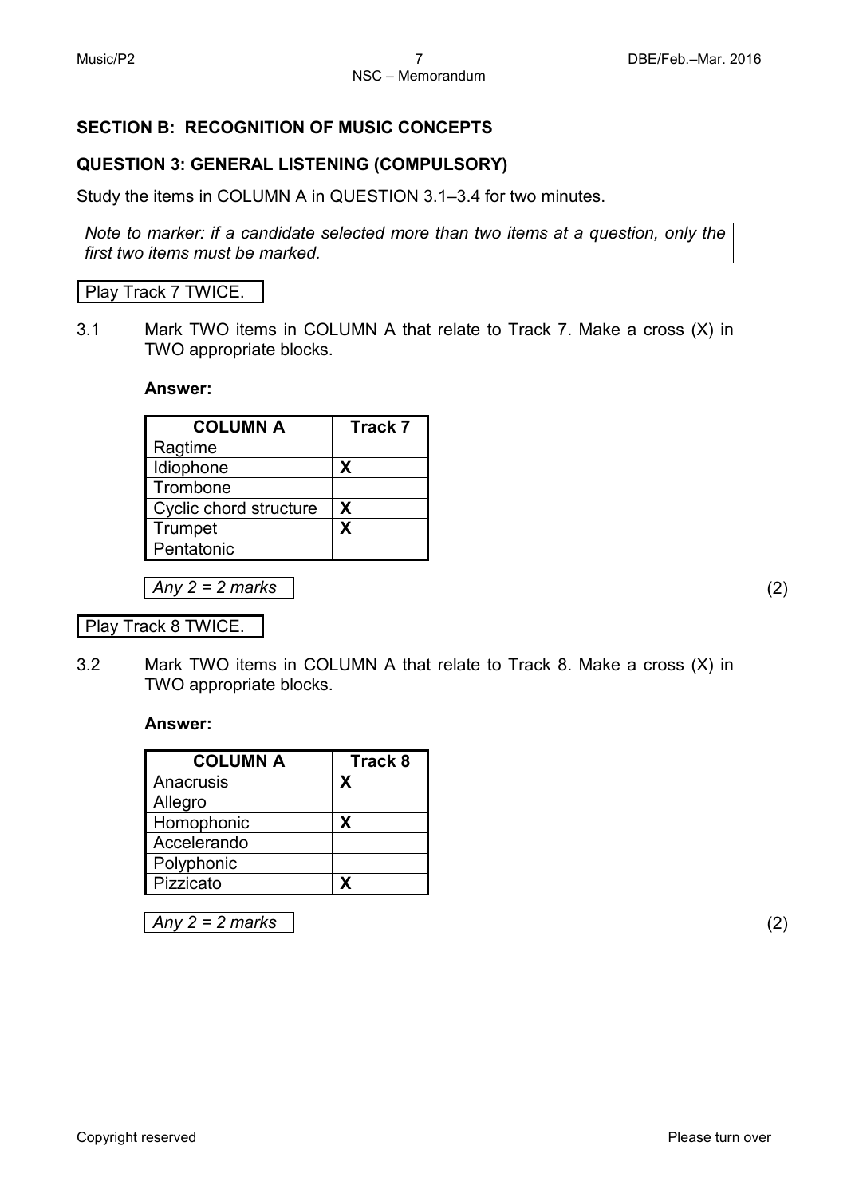## SECTION B: RECOGNITION OF MUSIC CONCEPTS

### QUESTION 3: GENERAL LISTENING (COMPULSORY)

Study the items in COLUMN A in QUESTION 3.1–3.4 for two minutes.

*Note to marker: if a candidate selected more than two items at a question, only the first two items must be marked.*

Play Track 7 TWICE.

3.1 Mark TWO items in COLUMN A that relate to Track 7. Make a cross (X) in TWO appropriate blocks.

**Answer:**

| COLUMN A | Track 7 |
|---|---|
| Ragtime | |
| Idiophone | X |
| Trombone | |
| Cyclic chord structure | X |
| Trumpet | X |
| Pentatonic | |

*Any 2 = 2 marks* (2)

Play Track 8 TWICE.

3.2 Mark TWO items in COLUMN A that relate to Track 8. Make a cross (X) in TWO appropriate blocks.

**Answer:**

| COLUMN A | Track 8 |
|---|---|
| Anacrusis | X |
| Allegro | |
| Homophonic | X |
| Accelerando | |
| Polyphonic | |
| Pizzicato | X |

*Any 2 = 2 marks* (2)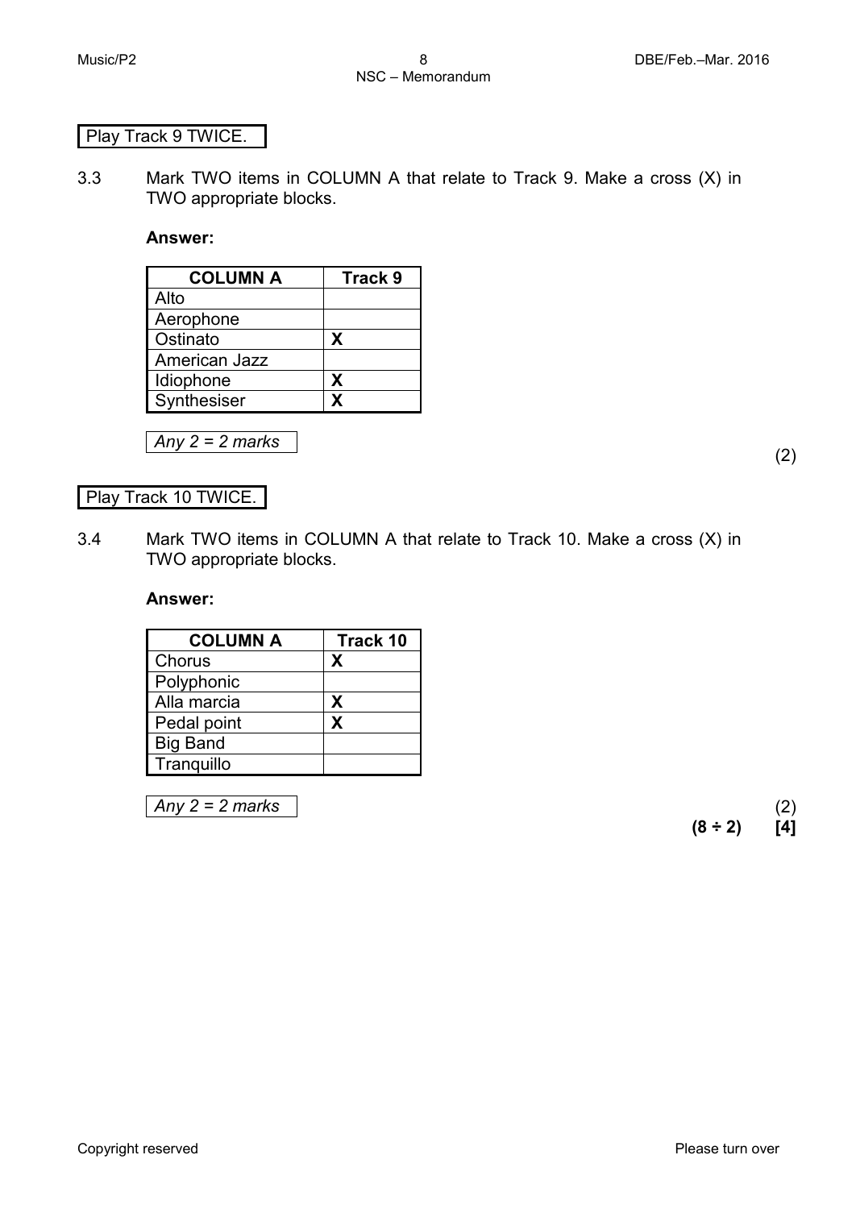Play Track 9 TWICE.

3.3 Mark TWO items in COLUMN A that relate to Track 9. Make a cross (X) in TWO appropriate blocks.

**Answer:**

| COLUMN A | Track 9 |
| --- | --- |
| Alto | |
| Aerophone | |
| Ostinato | X |
| American Jazz | |
| Idiophone | X |
| Synthesiser | X |

*Any 2 = 2 marks*

(2)

Play Track 10 TWICE.

3.4 Mark TWO items in COLUMN A that relate to Track 10. Make a cross (X) in TWO appropriate blocks.

**Answer:**

| COLUMN A | Track 10 |
| --- | --- |
| Chorus | X |
| Polyphonic | |
| Alla marcia | X |
| Pedal point | X |
| Big Band | |
| Tranquillo | |

*Any 2 = 2 marks*

(2)

**(8 ÷ 2) [4]**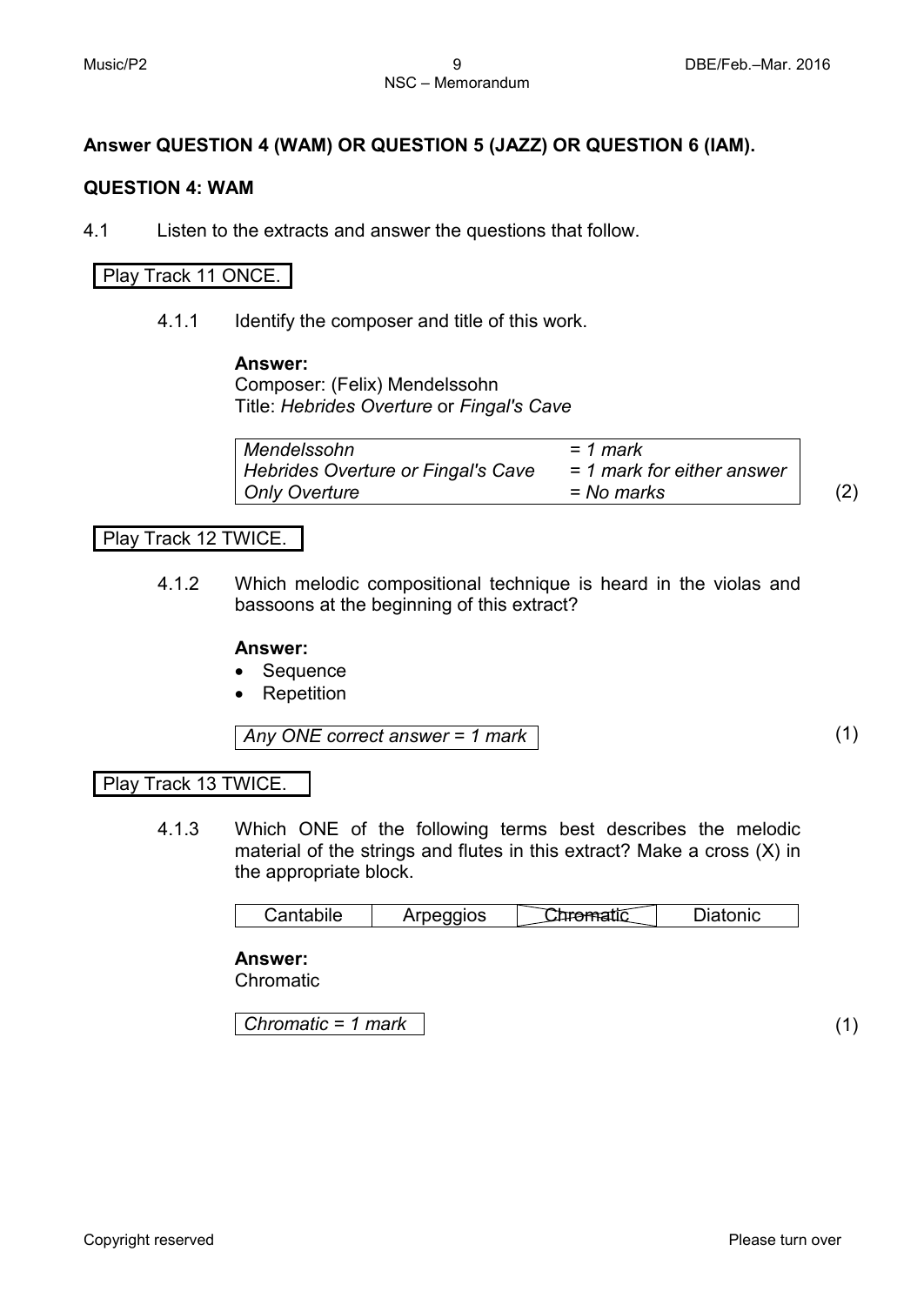**Answer QUESTION 4 (WAM) OR QUESTION 5 (JAZZ) OR QUESTION 6 (IAM).**

**QUESTION 4: WAM**

4.1 Listen to the extracts and answer the questions that follow.

Play Track 11 ONCE.

4.1.1 Identify the composer and title of this work.

**Answer:**
Composer: (Felix) Mendelssohn
Title: *Hebrides Overture* or *Fingal's Cave*

| | |
|---|---|
| *Mendelssohn* | *= 1 mark* |
| *Hebrides Overture or Fingal's Cave* | *= 1 mark for either answer* |
| *Only Overture* | *= No marks* |

(2)

Play Track 12 TWICE.

4.1.2 Which melodic compositional technique is heard in the violas and bassoons at the beginning of this extract?

**Answer:**
- Sequence
- Repetition

*Any ONE correct answer = 1 mark* (1)

Play Track 13 TWICE.

4.1.3 Which ONE of the following terms best describes the melodic material of the strings and flutes in this extract? Make a cross (X) in the appropriate block.

| Cantabile | Arpeggios | ~~Chromatic~~ (X) | Diatonic |
|---|---|---|---|

**Answer:**
Chromatic

*Chromatic = 1 mark* (1)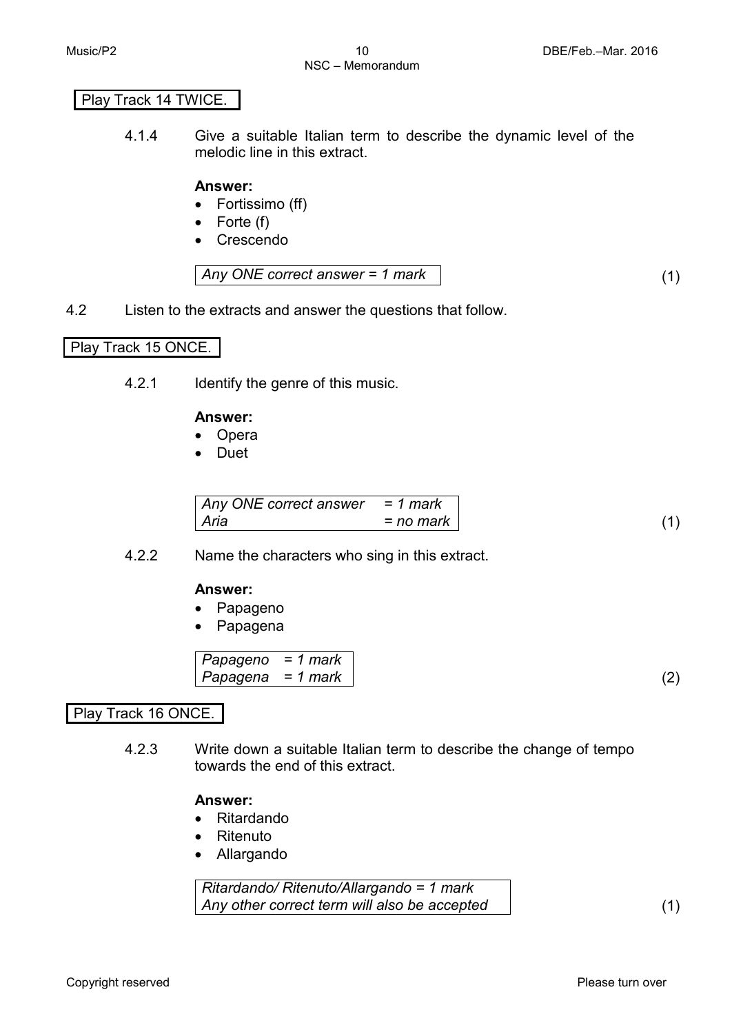Play Track 14 TWICE.

4.1.4 Give a suitable Italian term to describe the dynamic level of the melodic line in this extract.

**Answer:**

- Fortissimo (ff)
- Forte (f)
- Crescendo

| *Any ONE correct answer = 1 mark* |
|---|

(1)

4.2 Listen to the extracts and answer the questions that follow.

Play Track 15 ONCE.

4.2.1 Identify the genre of this music.

**Answer:**

- Opera
- Duet

| *Any ONE correct answer* | *= 1 mark* |
|---|---|
| *Aria* | *= no mark* |

(1)

4.2.2 Name the characters who sing in this extract.

**Answer:**

- Papageno
- Papagena

| *Papageno* | *= 1 mark* |
|---|---|
| *Papagena* | *= 1 mark* |

(2)

Play Track 16 ONCE.

4.2.3 Write down a suitable Italian term to describe the change of tempo towards the end of this extract.

**Answer:**

- Ritardando
- Ritenuto
- Allargando

| *Ritardando/ Ritenuto/Allargando = 1 mark* |
|---|
| *Any other correct term will also be accepted* |

(1)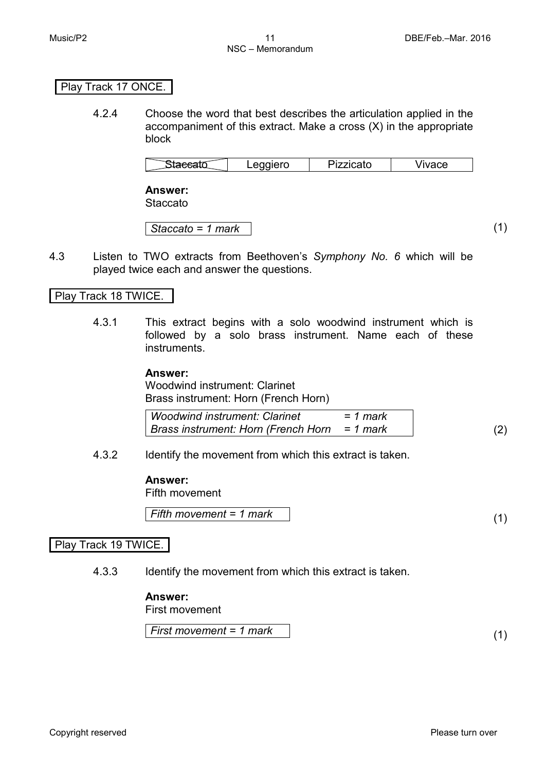Play Track 17 ONCE.

4.2.4 Choose the word that best describes the articulation applied in the accompaniment of this extract. Make a cross (X) in the appropriate block

| ~~Staccato~~ | Leggiero | Pizzicato | Vivace |
|---|---|---|---|

**Answer:**
Staccato

*Staccato = 1 mark* (1)

4.3 Listen to TWO extracts from Beethoven's *Symphony No. 6* which will be played twice each and answer the questions.

Play Track 18 TWICE.

4.3.1 This extract begins with a solo woodwind instrument which is followed by a solo brass instrument. Name each of these instruments.

**Answer:**
Woodwind instrument: Clarinet
Brass instrument: Horn (French Horn)

*Woodwind instrument: Clarinet = 1 mark*
*Brass instrument: Horn (French Horn = 1 mark* (2)

4.3.2 Identify the movement from which this extract is taken.

**Answer:**
Fifth movement

*Fifth movement = 1 mark* (1)

Play Track 19 TWICE.

4.3.3 Identify the movement from which this extract is taken.

**Answer:**
First movement

*First movement = 1 mark* (1)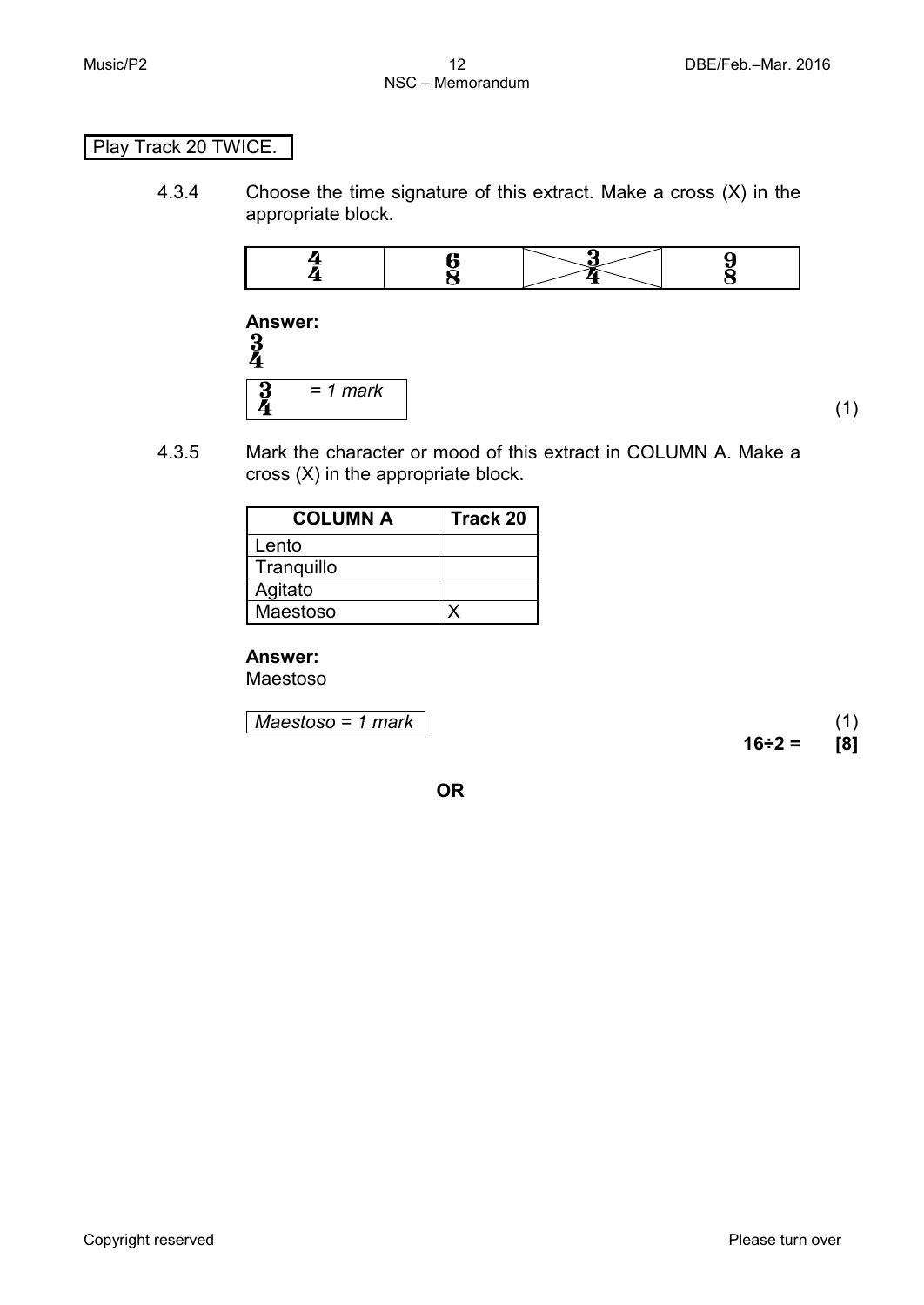Play Track 20 TWICE.

4.3.4 Choose the time signature of this extract. Make a cross (X) in the appropriate block.

| $\frac{4}{4}$ | $\frac{6}{8}$ | $\frac{3}{4}$ (X) | $\frac{9}{8}$ |
|---|---|---|---|

**Answer:**
$\frac{3}{4}$

| $\frac{3}{4}$ *= 1 mark* |
|---|

(1)

4.3.5 Mark the character or mood of this extract in COLUMN A. Make a cross (X) in the appropriate block.

| COLUMN A | Track 20 |
|---|---|
| Lento | |
| Tranquillo | |
| Agitato | |
| Maestoso | X |

**Answer:**
Maestoso

| *Maestoso = 1 mark* |
|---|

(1)

**16÷2 = [8]**

**OR**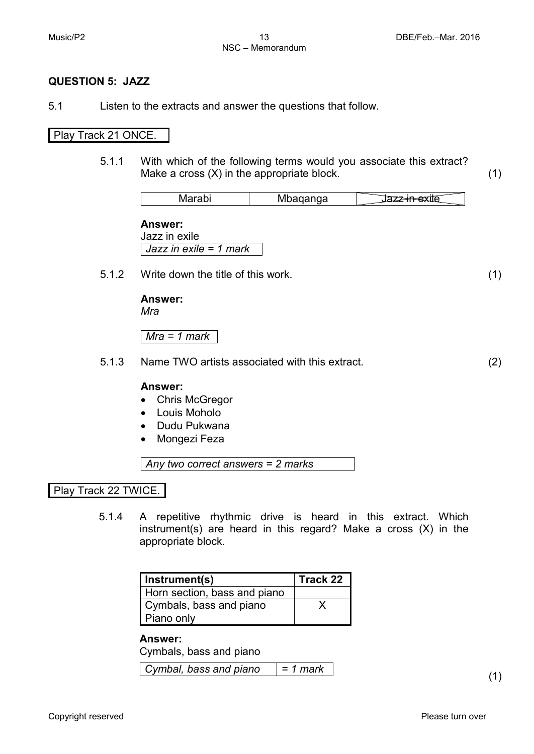## QUESTION 5: JAZZ

5.1 Listen to the extracts and answer the questions that follow.

Play Track 21 ONCE.

5.1.1 With which of the following terms would you associate this extract? Make a cross (X) in the appropriate block. (1)

| Marabi | Mbaqanga | ~~Jazz in exile~~ |
|---|---|---|

**Answer:**
Jazz in exile

*Jazz in exile = 1 mark*

5.1.2 Write down the title of this work. (1)

**Answer:**
*Mra*

*Mra = 1 mark*

5.1.3 Name TWO artists associated with this extract. (2)

**Answer:**

- Chris McGregor
- Louis Moholo
- Dudu Pukwana
- Mongezi Feza

*Any two correct answers = 2 marks*

Play Track 22 TWICE.

5.1.4 A repetitive rhythmic drive is heard in this extract. Which instrument(s) are heard in this regard? Make a cross (X) in the appropriate block.

| Instrument(s) | Track 22 |
|---|---|
| Horn section, bass and piano | |
| Cymbals, bass and piano | X |
| Piano only | |

**Answer:**
Cymbals, bass and piano

*Cymbal, bass and piano = 1 mark*

(1)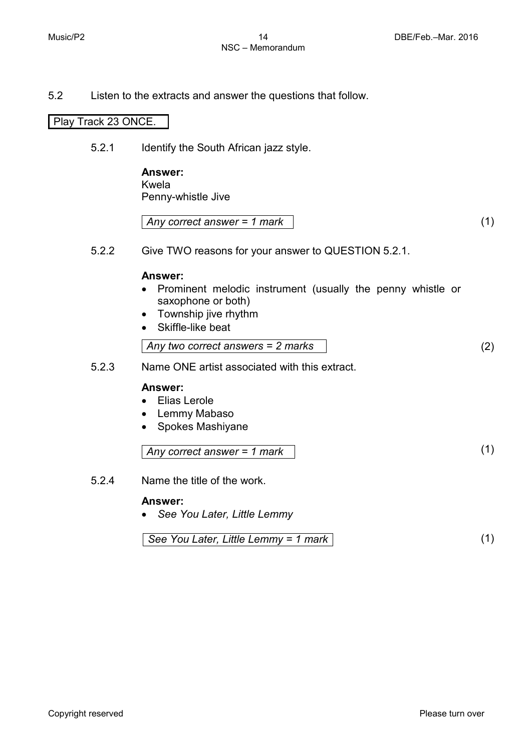5.2 Listen to the extracts and answer the questions that follow.

Play Track 23 ONCE.

5.2.1 Identify the South African jazz style.

**Answer:**
Kwela
Penny-whistle Jive

*Any correct answer = 1 mark* (1)

5.2.2 Give TWO reasons for your answer to QUESTION 5.2.1.

**Answer:**

- Prominent melodic instrument (usually the penny whistle or saxophone or both)
- Township jive rhythm
- Skiffle-like beat

*Any two correct answers = 2 marks* (2)

5.2.3 Name ONE artist associated with this extract.

**Answer:**

- Elias Lerole
- Lemmy Mabaso
- Spokes Mashiyane

*Any correct answer = 1 mark* (1)

5.2.4 Name the title of the work.

**Answer:**

- *See You Later, Little Lemmy*

*See You Later, Little Lemmy = 1 mark* (1)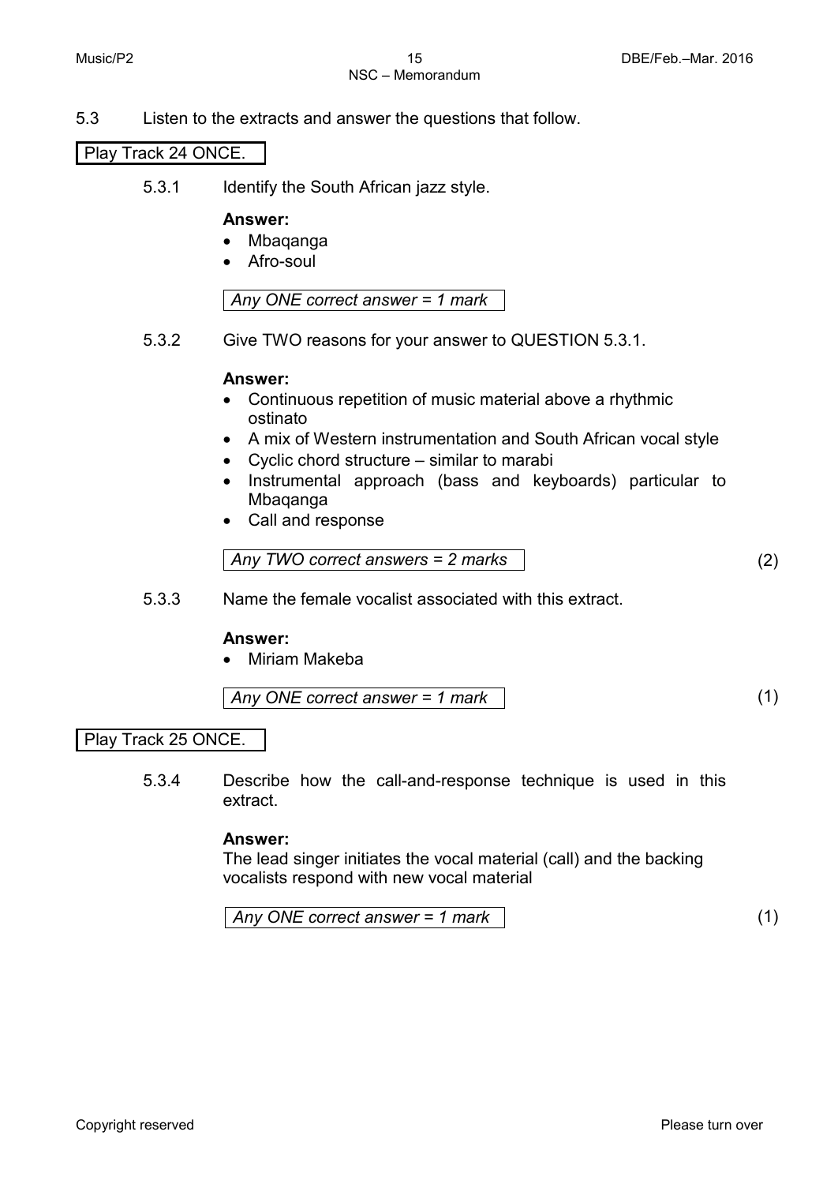5.3 Listen to the extracts and answer the questions that follow.

Play Track 24 ONCE.

5.3.1 Identify the South African jazz style.

**Answer:**

- Mbaqanga
- Afro-soul

*Any ONE correct answer = 1 mark*

5.3.2 Give TWO reasons for your answer to QUESTION 5.3.1.

**Answer:**

- Continuous repetition of music material above a rhythmic ostinato
- A mix of Western instrumentation and South African vocal style
- Cyclic chord structure – similar to marabi
- Instrumental approach (bass and keyboards) particular to Mbaqanga
- Call and response

*Any TWO correct answers = 2 marks* (2)

5.3.3 Name the female vocalist associated with this extract.

**Answer:**

- Miriam Makeba

*Any ONE correct answer = 1 mark* (1)

Play Track 25 ONCE.

5.3.4 Describe how the call-and-response technique is used in this extract.

**Answer:**

The lead singer initiates the vocal material (call) and the backing vocalists respond with new vocal material

*Any ONE correct answer = 1 mark* (1)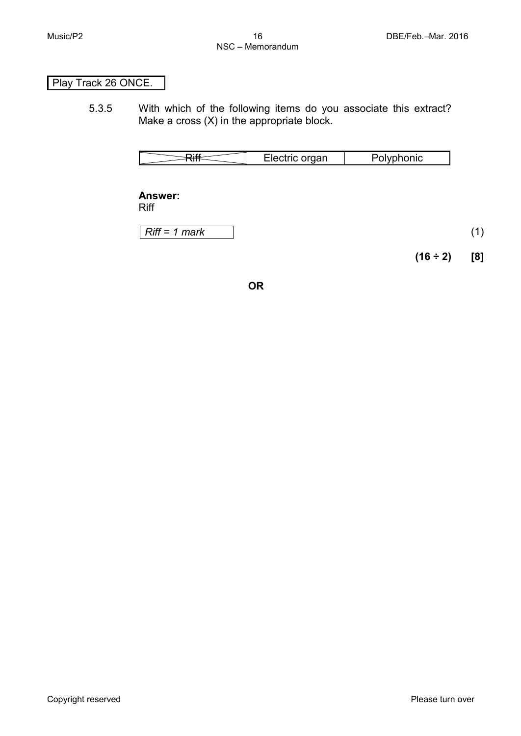Play Track 26 ONCE.

5.3.5 With which of the following items do you associate this extract? Make a cross (X) in the appropriate block.

| ~~Riff~~ (X) | Electric organ | Polyphonic |
|---|---|---|

**Answer:**
Riff

*Riff = 1 mark*

(1)

**(16 ÷ 2) [8]**

**OR**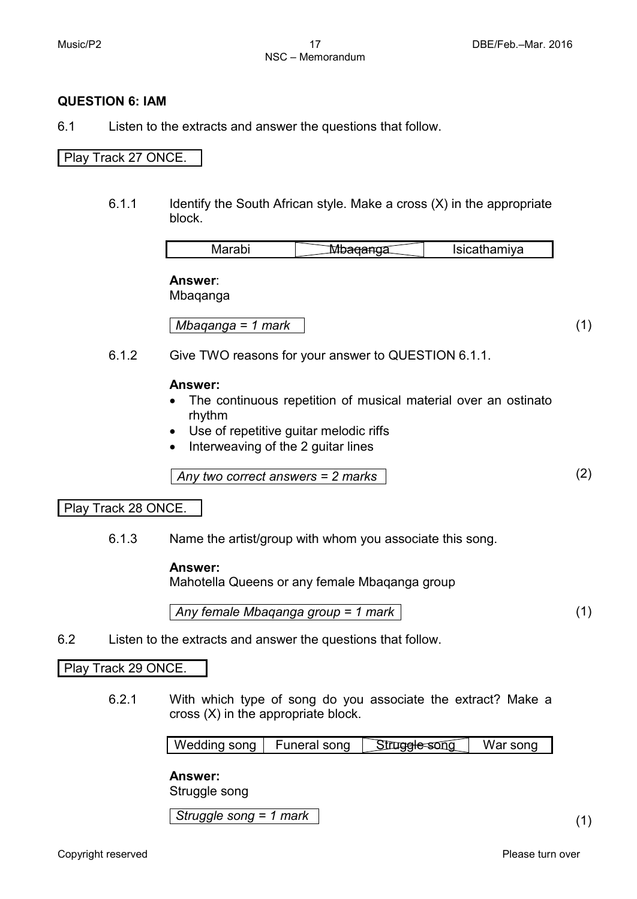## QUESTION 6: IAM

6.1 Listen to the extracts and answer the questions that follow.

Play Track 27 ONCE.

6.1.1 Identify the South African style. Make a cross (X) in the appropriate block.

| Marabi | ~~Mbaqanga~~ | Isicathamiya |
|---|---|---|

**Answer**:
Mbaqanga

*Mbaqanga = 1 mark* (1)

6.1.2 Give TWO reasons for your answer to QUESTION 6.1.1.

**Answer:**

- The continuous repetition of musical material over an ostinato rhythm
- Use of repetitive guitar melodic riffs
- Interweaving of the 2 guitar lines

*Any two correct answers = 2 marks* (2)

Play Track 28 ONCE.

6.1.3 Name the artist/group with whom you associate this song.

**Answer:**
Mahotella Queens or any female Mbaqanga group

*Any female Mbaqanga group = 1 mark* (1)

6.2 Listen to the extracts and answer the questions that follow.

Play Track 29 ONCE.

6.2.1 With which type of song do you associate the extract? Make a cross (X) in the appropriate block.

| Wedding song | Funeral song | ~~Struggle song~~ | War song |
|---|---|---|---|

**Answer:**
Struggle song

*Struggle song = 1 mark* (1)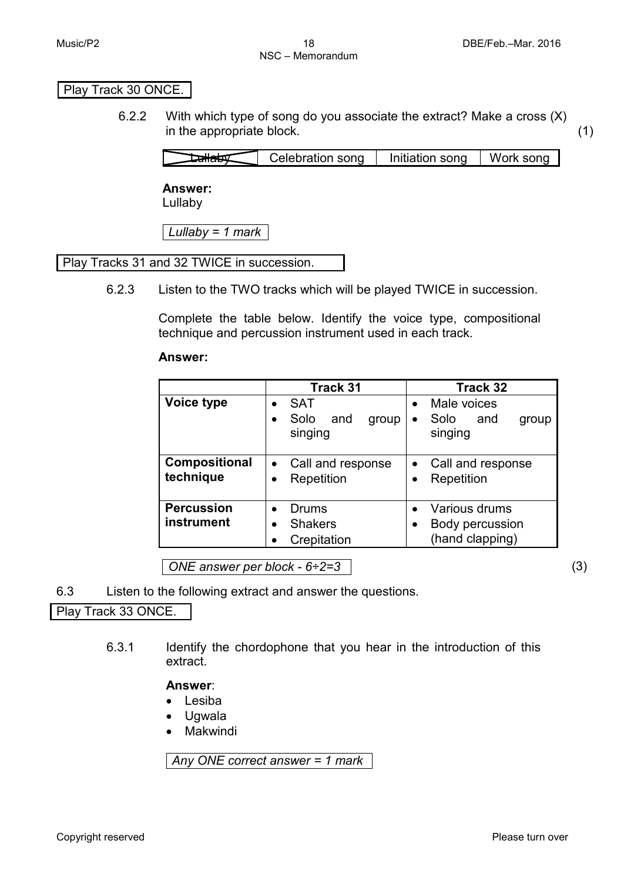Play Track 30 ONCE.

6.2.2 With which type of song do you associate the extract? Make a cross (X) in the appropriate block. (1)

| ~~Lullaby~~ | Celebration song | Initiation song | Work song |
|---|---|---|---|

**Answer:**
Lullaby

*Lullaby = 1 mark*

Play Tracks 31 and 32 TWICE in succession.

6.2.3 Listen to the TWO tracks which will be played TWICE in succession.

Complete the table below. Identify the voice type, compositional technique and percussion instrument used in each track.

**Answer:**

| | Track 31 | Track 32 |
|---|---|---|
| **Voice type** | • SAT<br>• Solo and group singing | • Male voices<br>• Solo and group singing |
| **Compositional technique** | • Call and response<br>• Repetition | • Call and response<br>• Repetition |
| **Percussion instrument** | • Drums<br>• Shakers<br>• Crepitation | • Various drums<br>• Body percussion (hand clapping) |

*ONE answer per block - 6÷2=3* (3)

6.3 Listen to the following extract and answer the questions.

Play Track 33 ONCE.

6.3.1 Identify the chordophone that you hear in the introduction of this extract.

**Answer**:
- Lesiba
- Ugwala
- Makwindi

*Any ONE correct answer = 1 mark*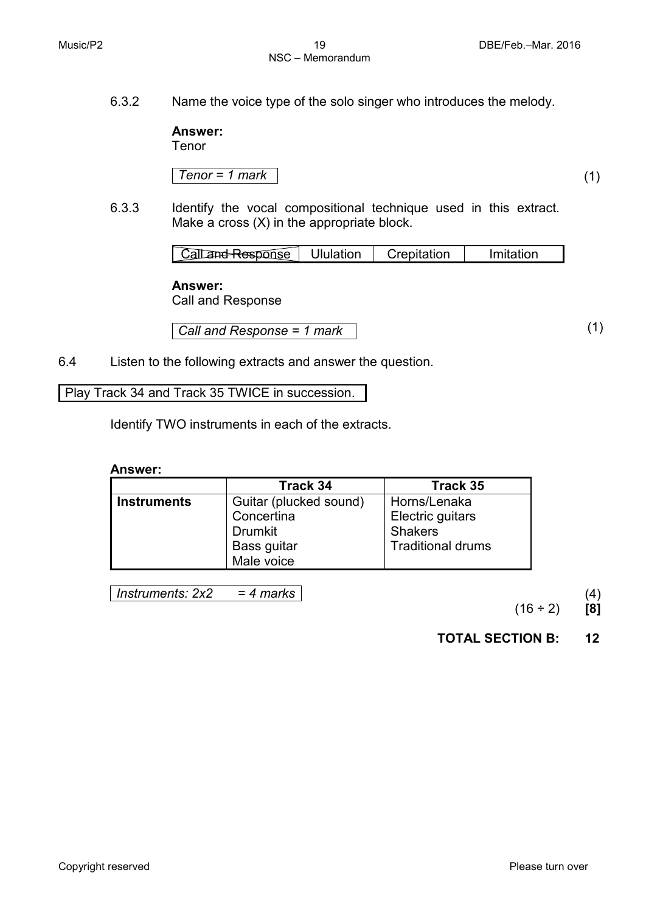6.3.2 Name the voice type of the solo singer who introduces the melody.

**Answer:**
Tenor

| *Tenor = 1 mark* |
|---|

(1)

6.3.3 Identify the vocal compositional technique used in this extract. Make a cross (X) in the appropriate block.

| ~~Call and Response~~ | Ululation | Crepitation | Imitation |
|---|---|---|---|

**Answer:**
Call and Response

| *Call and Response = 1 mark* |
|---|

(1)

6.4 Listen to the following extracts and answer the question.

| Play Track 34 and Track 35 TWICE in succession. |
|---|

Identify TWO instruments in each of the extracts.

**Answer:**

| | Track 34 | Track 35 |
|---|---|---|
| **Instruments** | Guitar (plucked sound)<br>Concertina<br>Drumkit<br>Bass guitar<br>Male voice | Horns/Lenaka<br>Electric guitars<br>Shakers<br>Traditional drums |

| *Instruments: 2x2 = 4 marks* |
|---|

(4)

(16 ÷ 2) **[8]**

**TOTAL SECTION B: 12**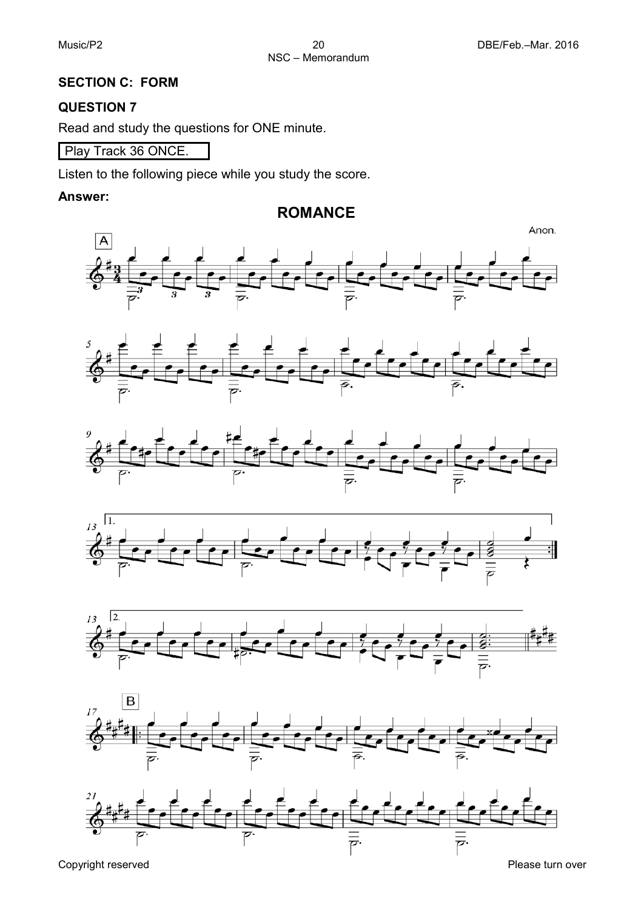## SECTION C: FORM

## QUESTION 7

Read and study the questions for ONE minute.

Play Track 36 ONCE.

Listen to the following piece while you study the score.

**Answer:**

### ROMANCE

Anon.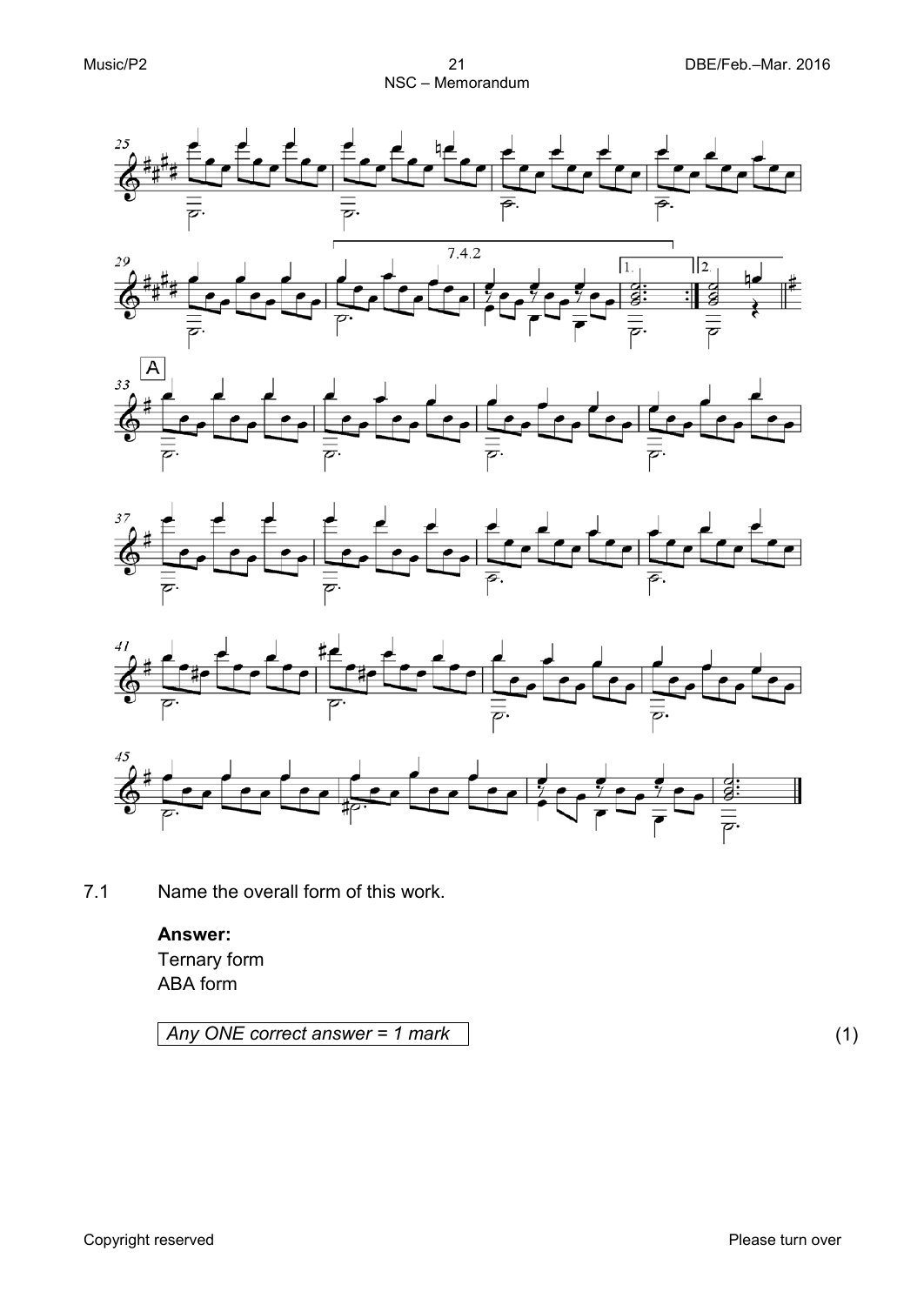7.1 Name the overall form of this work.

**Answer:**
Ternary form
ABA form

| *Any ONE correct answer = 1 mark* |
|---|

(1)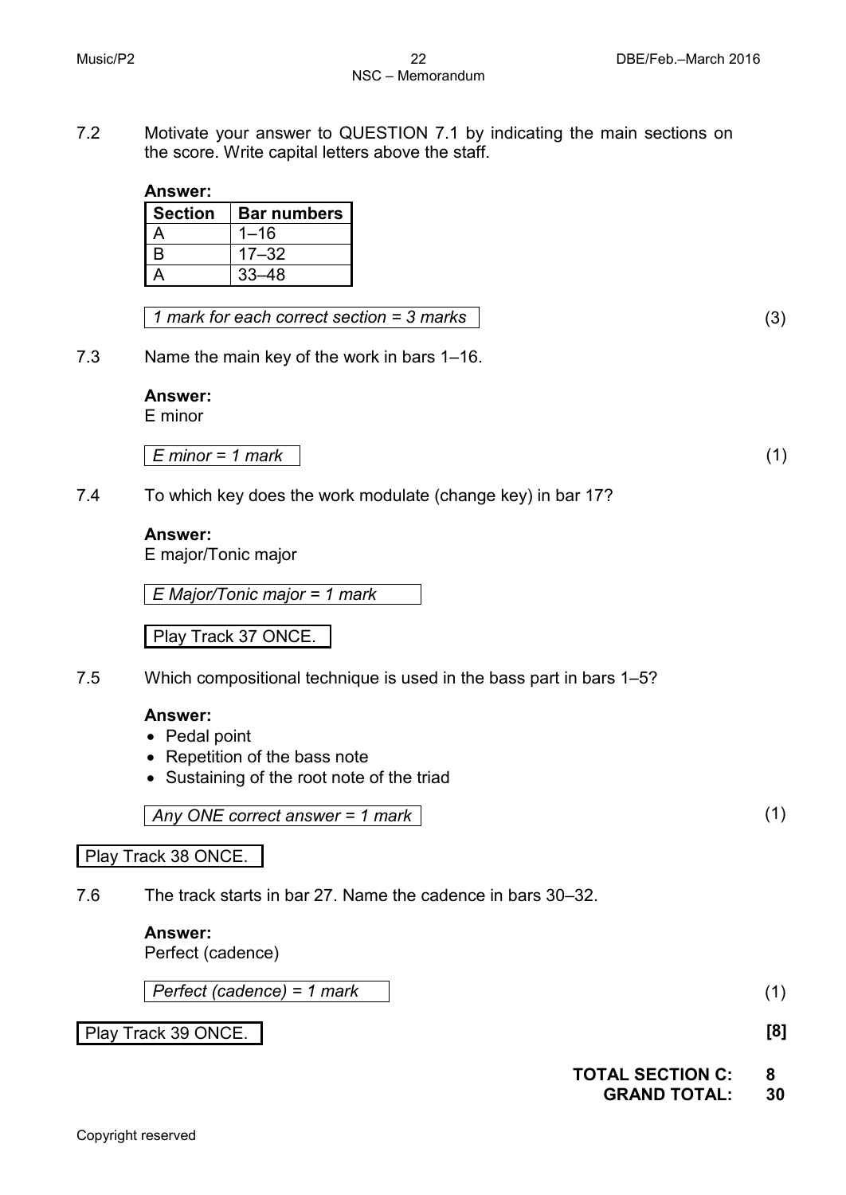7.2 Motivate your answer to QUESTION 7.1 by indicating the main sections on the score. Write capital letters above the staff.

**Answer:**

| Section | Bar numbers |
| --- | --- |
| A | 1–16 |
| B | 17–32 |
| A | 33–48 |

*1 mark for each correct section = 3 marks* (3)

7.3 Name the main key of the work in bars 1–16.

**Answer:**
E minor

*E minor = 1 mark* (1)

7.4 To which key does the work modulate (change key) in bar 17?

**Answer:**
E major/Tonic major

*E Major/Tonic major = 1 mark*

Play Track 37 ONCE.

7.5 Which compositional technique is used in the bass part in bars 1–5?

**Answer:**
- Pedal point
- Repetition of the bass note
- Sustaining of the root note of the triad

*Any ONE correct answer = 1 mark* (1)

Play Track 38 ONCE.

7.6 The track starts in bar 27. Name the cadence in bars 30–32.

**Answer:**
Perfect (cadence)

*Perfect (cadence) = 1 mark* (1)

Play Track 39 ONCE. **[8]**

**TOTAL SECTION C: 8**

**GRAND TOTAL: 30**